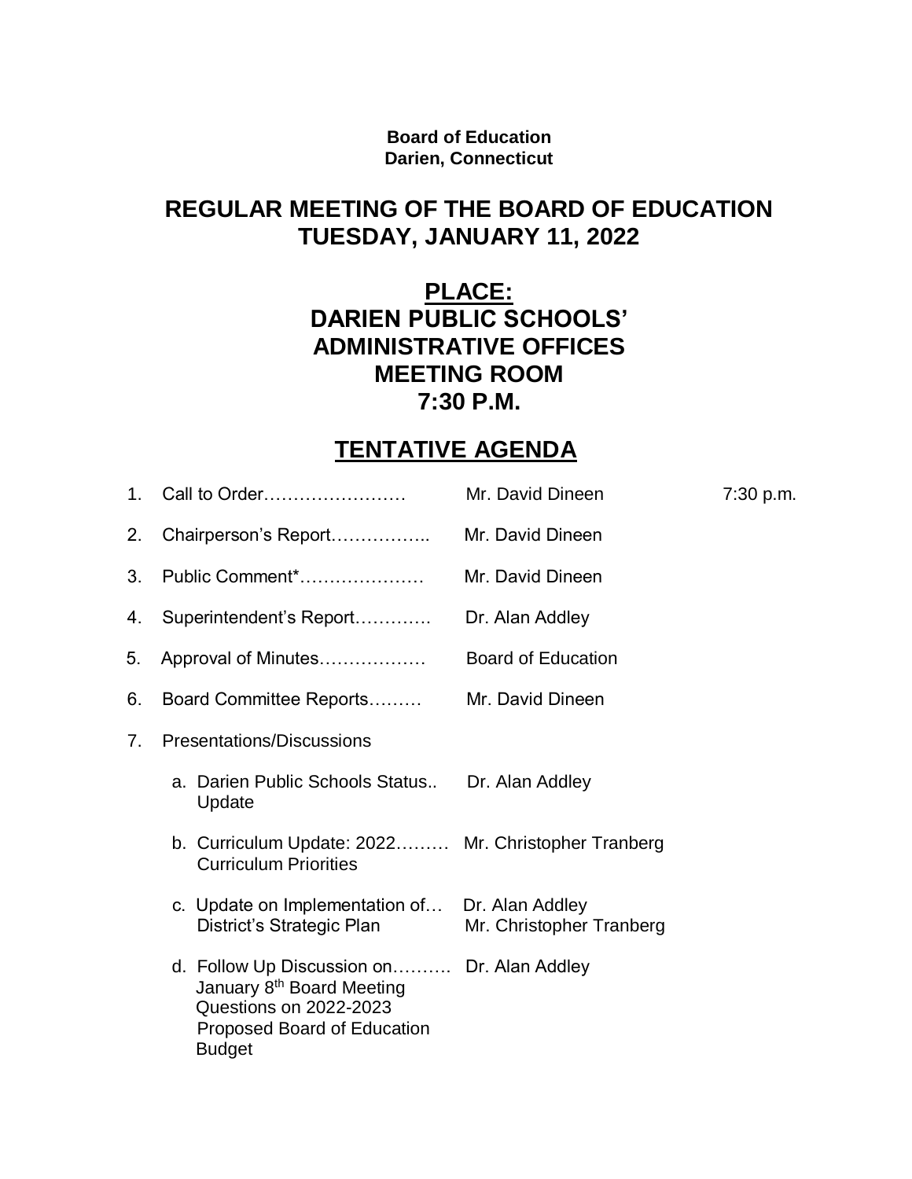**Board of Education**
**Darien, Connecticut**

# REGULAR MEETING OF THE BOARD OF EDUCATION TUESDAY, JANUARY 11, 2022

## PLACE:
## DARIEN PUBLIC SCHOOLS' ADMINISTRATIVE OFFICES MEETING ROOM 7:30 P.M.

## TENTATIVE AGENDA

1. Call to Order…………………… Mr. David Dineen 7:30 p.m.
2. Chairperson's Report…………….. Mr. David Dineen
3. Public Comment*………………… Mr. David Dineen
4. Superintendent's Report…………. Dr. Alan Addley
5. Approval of Minutes……………… Board of Education
6. Board Committee Reports……… Mr. David Dineen
7. Presentations/Discussions
   a. Darien Public Schools Status.. Update — Dr. Alan Addley
   b. Curriculum Update: 2022……… Curriculum Priorities — Mr. Christopher Tranberg
   c. Update on Implementation of… District's Strategic Plan — Dr. Alan Addley, Mr. Christopher Tranberg
   d. Follow Up Discussion on………. January 8th Board Meeting Questions on 2022-2023 Proposed Board of Education Budget — Dr. Alan Addley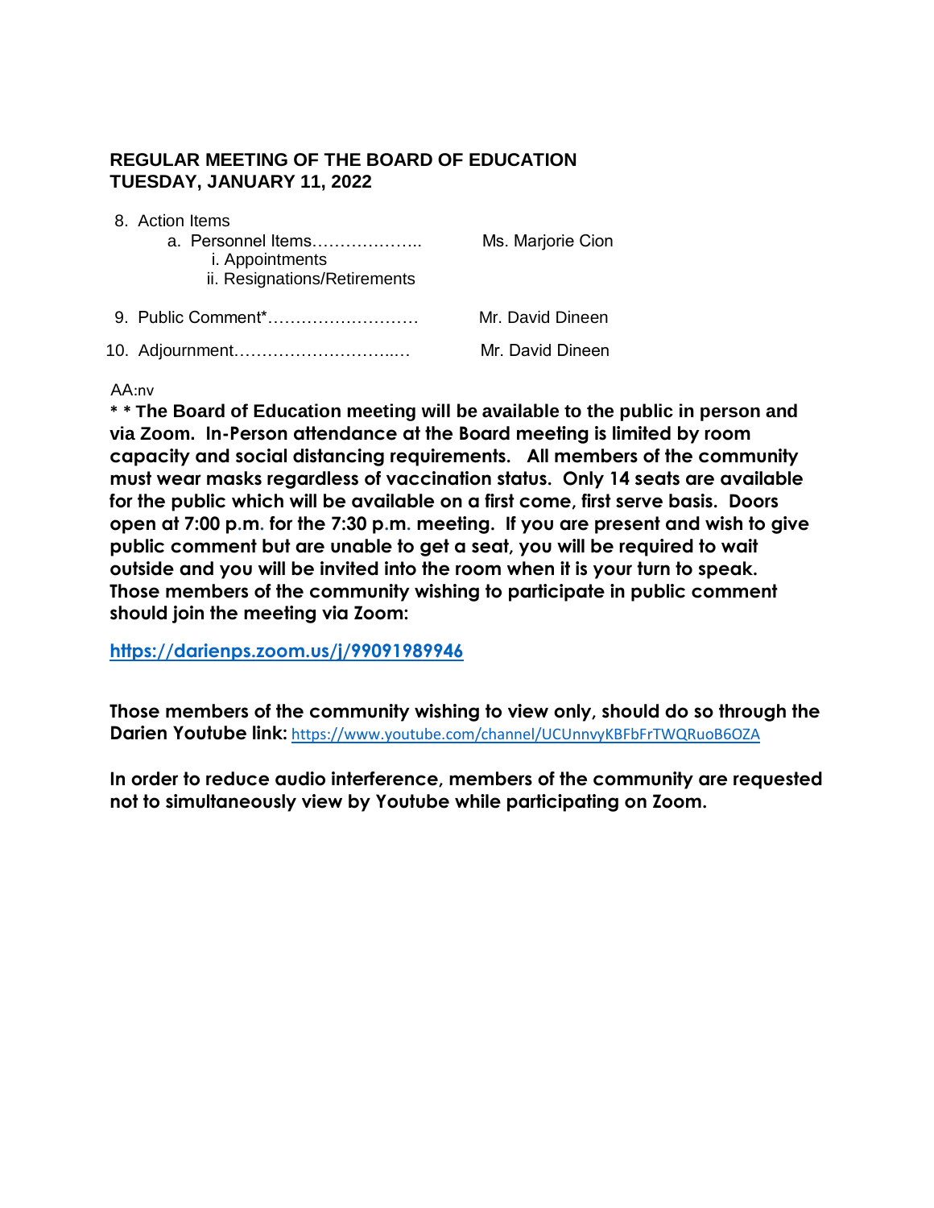**REGULAR MEETING OF THE BOARD OF EDUCATION**
**TUESDAY, JANUARY 11, 2022**

8. Action Items
   a. Personnel Items……………….. Ms. Marjorie Cion
      i. Appointments
      ii. Resignations/Retirements

9. Public Comment*……………………… Mr. David Dineen

10. Adjournment………………………..… Mr. David Dineen

AA:nv

**\* \* The Board of Education meeting will be available to the public in person and via Zoom. In-Person attendance at the Board meeting is limited by room capacity and social distancing requirements. All members of the community must wear masks regardless of vaccination status. Only 14 seats are available for the public which will be available on a first come, first serve basis. Doors open at 7:00 p.m. for the 7:30 p.m. meeting. If you are present and wish to give public comment but are unable to get a seat, you will be required to wait outside and you will be invited into the room when it is your turn to speak. Those members of the community wishing to participate in public comment should join the meeting via Zoom:**

**https://darienps.zoom.us/j/99091989946**

**Those members of the community wishing to view only, should do so through the Darien Youtube link:** https://www.youtube.com/channel/UCUnnvyKBFbFrTWQRuoB6OZA

**In order to reduce audio interference, members of the community are requested not to simultaneously view by Youtube while participating on Zoom.**